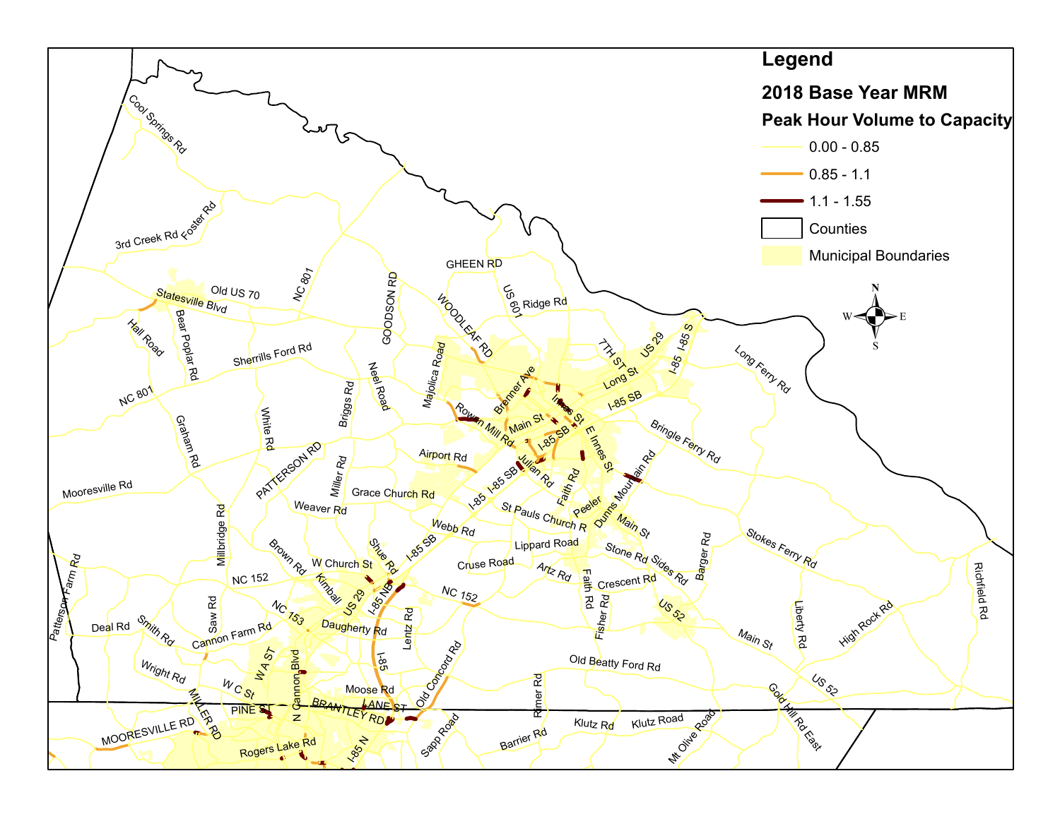# Legend

## 2018 Base Year MRM

### Peak Hour Volume to Capacity

- 0.00 - 0.85
- 0.85 - 1.1
- 1.1 - 1.55
- Counties
- Municipal Boundaries

N
W E
S

Cool Springs Rd, Foster Rd, 3rd Creek Rd, Old US 70, Statesville Blvd, NC 801, GOODSON RD, GHEEN RD, WOODLEAF RD, US 601, Ridge Rd, Hall Road, Bear Poplar Rd, Sherrills Ford Rd, Neel Road, Majolica Road, Briggs Rd, 7TH ST, US 29, I-85 S, Long St, Long Ferry Rd, Brenner Ave, Innes St, I-85 SB, NC 801, Graham Rd, White Rd, Rowan Mill Rd, Main St, E Innes St, Bringle Ferry Rd, PATTERSON RD, Airport Rd, I-85 SB, Julian Rd, Faith Rd, Dunns Mountain Rd, Mooresville Rd, Miller Rd, Grace Church Rd, I-85, I-85 SB, Peeler, Main St, Weaver Rd, St Pauls Church R, Webb Rd, Millbridge Rd, Brown Rd, Lippard Road, Stone Rd, Barger Rd, Stokes Ferry Rd, W Church St, Shue Rd, I-85 SB, Cruse Road, Artz Rd, Sides Rd, Patterson Farm Rd, NC 152, Kimball, US 29, I-85 NB, NC 152, Crescent Rd, Faith Rd, Richfield Rd, Saw Rd, NC 153, Daugherty Rd, Lentz Rd, Fisher Rd, US 52, Liberty Rd, High Rock Rd, Deal Rd, Smith Rd, Cannon Farm Rd, Main St, W A ST, I-85, Old Concord Rd, Old Beatty Ford Rd, Wright Rd, W C St, N Cannon Blvd, Moose Rd, Rimer Rd, Gold Hill Rd East, US 52, MILLER RD, PINE ST, BRANTLEY RD, LANE ST, Klutz Rd, Klutz Road, Mt Olive Road, MOORESVILLE RD, Sapp Road, Barrier Rd, Rogers Lake Rd, I-85 N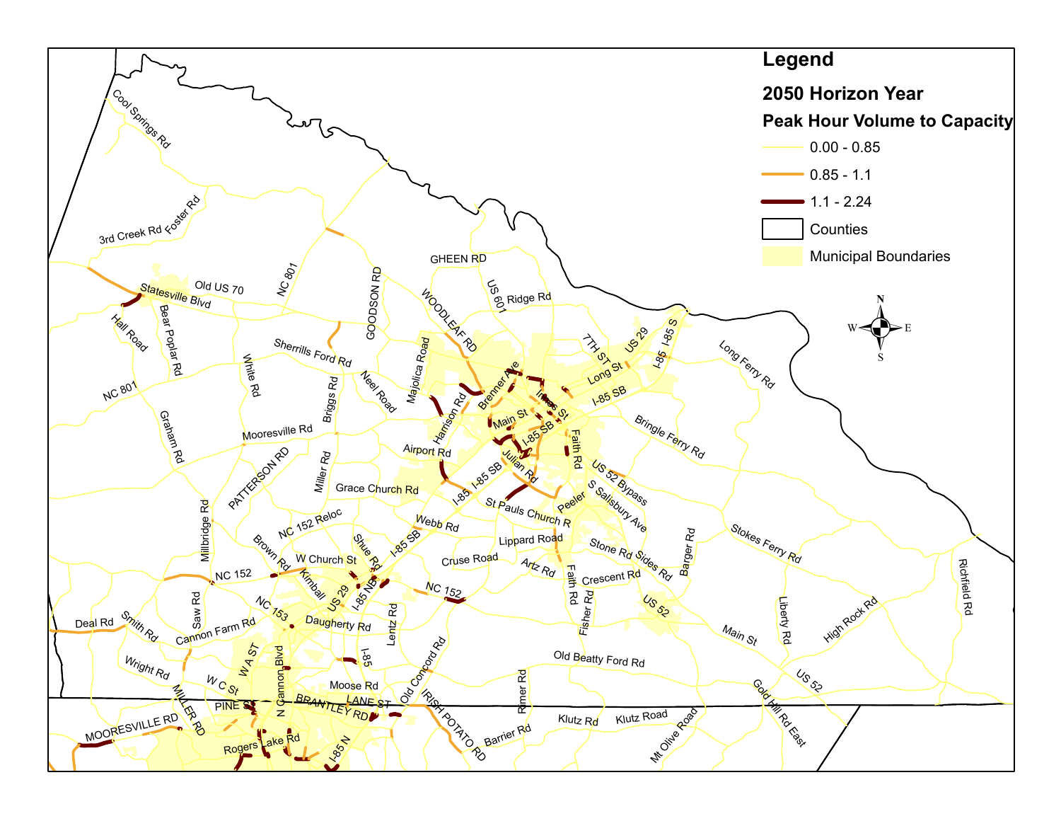# Legend

**2050 Horizon Year**

**Peak Hour Volume to Capacity**

0.00 - 0.85

0.85 - 1.1

1.1 - 2.24

Counties

Municipal Boundaries

N
W
E
S

Cool Springs Rd
3rd Creek Rd
Foster Rd
Old US 70
Statesville Blvd
NC 801
GOODSON RD
GHEEN RD
US 601
Ridge Rd
WOODLEAF RD
Hall Road
Bear Poplar Rd
White Rd
Sherrills Ford Rd
Neel Road
Majolica Road
Briggs Rd
NC 801
Graham Rd
Mooresville Rd
PATTERSON RD
Miller Rd
Harrison Rd
Brenner Ave
Innes St
Main St
I-85 SB
Airport Rd
Julian Rd
Faith Rd
7TH ST
Long St
US 29
I-85 S
I-85 SB
Long Ferry Rd
Bringle Ferry Rd
US 52 Bypass
S Salisbury Ave
Peeler
St Pauls Church R
Grace Church Rd
I-85
I-85 SB
Millbridge Rd
NC 152 Reloc
Webb Rd
Brown Rd
Shue Rd
I-85 SB
Lippard Road
Stone Rd
Sides Rd
Barger Rd
Stokes Ferry Rd
Richfield Rd
NC 152
W Church St
Kimball
I-85 NB
Cruse Road
Artz Rd
Crescent Rd
Faith Rd
Fisher Rd
US 52
NC 152
NC 153
US 29
Deal Rd
Smith Rd
Saw Rd
Cannon Farm Rd
Daugherty Rd
Lentz Rd
Main St
Liberty Rd
High Rock Rd
Wright Rd
W A ST
I-85
Old Concord Rd
Old Beatty Ford Rd
W C St
N Cannon Blvd
Moose Rd
Rimer Rd
US 52
Gold Hill Rd East
MILLER RD
PINE St
BRANTLEY RD
LANE ST
IRISH POTATO RD
Klutz Rd
Klutz Road
Mt Olive Road
MOORESVILLE RD
Rogers Lake Rd
I-85 N
Barrier Rd